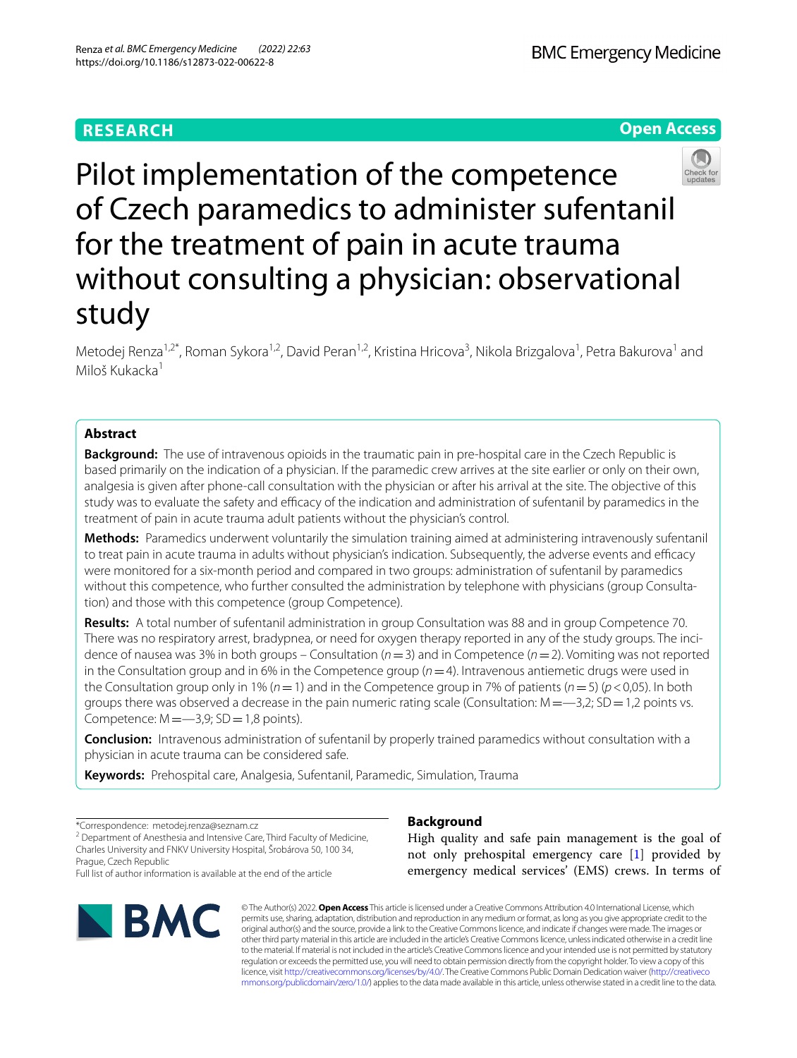RESEARCH

Open Access

# Pilot implementation of the competence of Czech paramedics to administer sufentanil for the treatment of pain in acute trauma without consulting a physician: observational study

Metodej Renza[1,2*], Roman Sykora[1,2], David Peran[1,2], Kristina Hricova[3], Nikola Brizgalova[1], Petra Bakurova[1] and Miloš Kukacka[1]

## Abstract

**Background:** The use of intravenous opioids in the traumatic pain in pre-hospital care in the Czech Republic is based primarily on the indication of a physician. If the paramedic crew arrives at the site earlier or only on their own, analgesia is given after phone-call consultation with the physician or after his arrival at the site. The objective of this study was to evaluate the safety and efficacy of the indication and administration of sufentanil by paramedics in the treatment of pain in acute trauma adult patients without the physician's control.

**Methods:** Paramedics underwent voluntarily the simulation training aimed at administering intravenously sufentanil to treat pain in acute trauma in adults without physician's indication. Subsequently, the adverse events and efficacy were monitored for a six-month period and compared in two groups: administration of sufentanil by paramedics without this competence, who further consulted the administration by telephone with physicians (group Consultation) and those with this competence (group Competence).

**Results:** A total number of sufentanil administration in group Consultation was 88 and in group Competence 70. There was no respiratory arrest, bradypnea, or need for oxygen therapy reported in any of the study groups. The incidence of nausea was 3% in both groups – Consultation ($n=3$) and in Competence ($n=2$). Vomiting was not reported in the Consultation group and in 6% in the Competence group ($n=4$). Intravenous antiemetic drugs were used in the Consultation group only in 1% ($n=1$) and in the Competence group in 7% of patients ($n=5$) ($p<0,05$). In both groups there was observed a decrease in the pain numeric rating scale (Consultation: M = —3,2; SD = 1,2 points vs. Competence: M = —3,9; SD = 1,8 points).

**Conclusion:** Intravenous administration of sufentanil by properly trained paramedics without consultation with a physician in acute trauma can be considered safe.

**Keywords:** Prehospital care, Analgesia, Sufentanil, Paramedic, Simulation, Trauma

*Correspondence: metodej.renza@seznam.cz

[2] Department of Anesthesia and Intensive Care, Third Faculty of Medicine, Charles University and FNKV University Hospital, Šrobárova 50, 100 34, Prague, Czech Republic

Full list of author information is available at the end of the article

## Background

High quality and safe pain management is the goal of not only prehospital emergency care [1] provided by emergency medical services' (EMS) crews. In terms of

© The Author(s) 2022. **Open Access** This article is licensed under a Creative Commons Attribution 4.0 International License, which permits use, sharing, adaptation, distribution and reproduction in any medium or format, as long as you give appropriate credit to the original author(s) and the source, provide a link to the Creative Commons licence, and indicate if changes were made. The images or other third party material in this article are included in the article's Creative Commons licence, unless indicated otherwise in a credit line to the material. If material is not included in the article's Creative Commons licence and your intended use is not permitted by statutory regulation or exceeds the permitted use, you will need to obtain permission directly from the copyright holder. To view a copy of this licence, visit http://creativecommons.org/licenses/by/4.0/. The Creative Commons Public Domain Dedication waiver (http://creativecommons.org/publicdomain/zero/1.0/) applies to the data made available in this article, unless otherwise stated in a credit line to the data.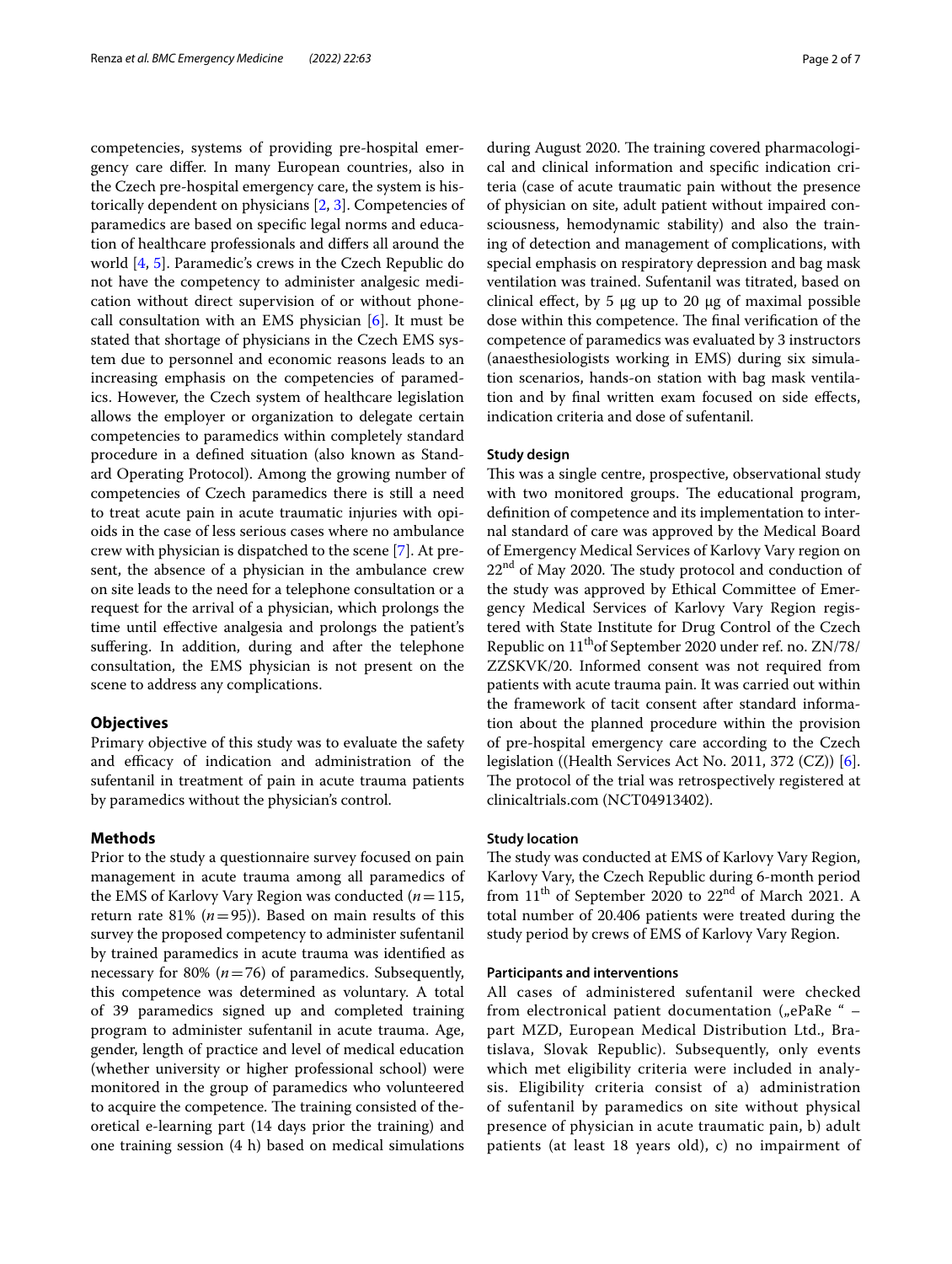competencies, systems of providing pre-hospital emergency care differ. In many European countries, also in the Czech pre-hospital emergency care, the system is historically dependent on physicians [2, 3]. Competencies of paramedics are based on specific legal norms and education of healthcare professionals and differs all around the world [4, 5]. Paramedic's crews in the Czech Republic do not have the competency to administer analgesic medication without direct supervision of or without phone-call consultation with an EMS physician [6]. It must be stated that shortage of physicians in the Czech EMS system due to personnel and economic reasons leads to an increasing emphasis on the competencies of paramedics. However, the Czech system of healthcare legislation allows the employer or organization to delegate certain competencies to paramedics within completely standard procedure in a defined situation (also known as Standard Operating Protocol). Among the growing number of competencies of Czech paramedics there is still a need to treat acute pain in acute traumatic injuries with opioids in the case of less serious cases where no ambulance crew with physician is dispatched to the scene [7]. At present, the absence of a physician in the ambulance crew on site leads to the need for a telephone consultation or a request for the arrival of a physician, which prolongs the time until effective analgesia and prolongs the patient's suffering. In addition, during and after the telephone consultation, the EMS physician is not present on the scene to address any complications.

## Objectives

Primary objective of this study was to evaluate the safety and efficacy of indication and administration of the sufentanil in treatment of pain in acute trauma patients by paramedics without the physician's control.

## Methods

Prior to the study a questionnaire survey focused on pain management in acute trauma among all paramedics of the EMS of Karlovy Vary Region was conducted ($n=115$, return rate 81% ($n=95$)). Based on main results of this survey the proposed competency to administer sufentanil by trained paramedics in acute trauma was identified as necessary for 80% ($n=76$) of paramedics. Subsequently, this competence was determined as voluntary. A total of 39 paramedics signed up and completed training program to administer sufentanil in acute trauma. Age, gender, length of practice and level of medical education (whether university or higher professional school) were monitored in the group of paramedics who volunteered to acquire the competence. The training consisted of theoretical e-learning part (14 days prior the training) and one training session (4 h) based on medical simulations during August 2020. The training covered pharmacological and clinical information and specific indication criteria (case of acute traumatic pain without the presence of physician on site, adult patient without impaired consciousness, hemodynamic stability) and also the training of detection and management of complications, with special emphasis on respiratory depression and bag mask ventilation was trained. Sufentanil was titrated, based on clinical effect, by 5 μg up to 20 μg of maximal possible dose within this competence. The final verification of the competence of paramedics was evaluated by 3 instructors (anaesthesiologists working in EMS) during six simulation scenarios, hands-on station with bag mask ventilation and by final written exam focused on side effects, indication criteria and dose of sufentanil.

### Study design

This was a single centre, prospective, observational study with two monitored groups. The educational program, definition of competence and its implementation to internal standard of care was approved by the Medical Board of Emergency Medical Services of Karlovy Vary region on 22nd of May 2020. The study protocol and conduction of the study was approved by Ethical Committee of Emergency Medical Services of Karlovy Vary Region registered with State Institute for Drug Control of the Czech Republic on 11thof September 2020 under ref. no. ZN/78/ZZSKVK/20. Informed consent was not required from patients with acute trauma pain. It was carried out within the framework of tacit consent after standard information about the planned procedure within the provision of pre-hospital emergency care according to the Czech legislation ((Health Services Act No. 2011, 372 (CZ)) [6]. The protocol of the trial was retrospectively registered at clinicaltrials.com (NCT04913402).

### Study location

The study was conducted at EMS of Karlovy Vary Region, Karlovy Vary, the Czech Republic during 6-month period from 11th of September 2020 to 22nd of March 2021. A total number of 20.406 patients were treated during the study period by crews of EMS of Karlovy Vary Region.

### Participants and interventions

All cases of administered sufentanil were checked from electronical patient documentation („ePaRe " – part MZD, European Medical Distribution Ltd., Bratislava, Slovak Republic). Subsequently, only events which met eligibility criteria were included in analysis. Eligibility criteria consist of a) administration of sufentanil by paramedics on site without physical presence of physician in acute traumatic pain, b) adult patients (at least 18 years old), c) no impairment of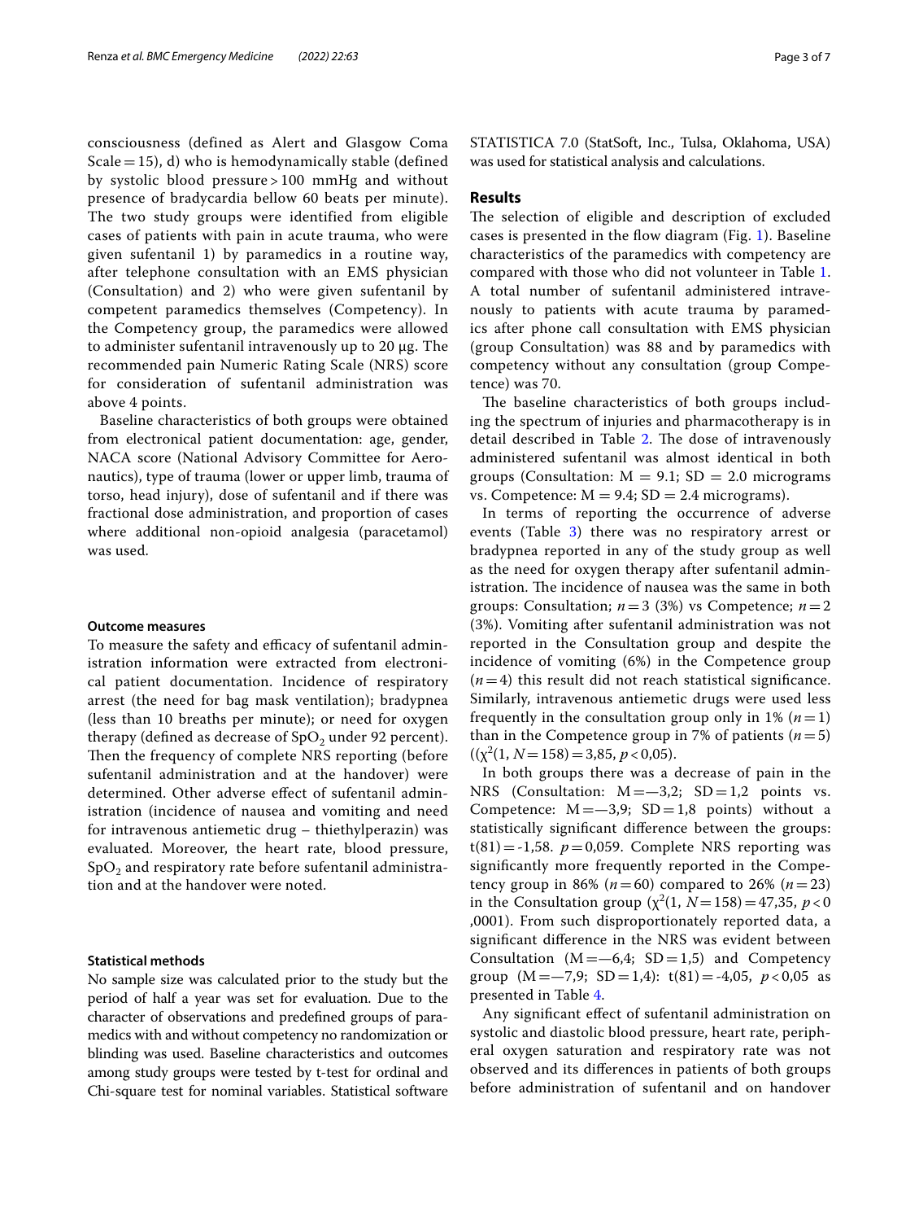consciousness (defined as Alert and Glasgow Coma Scale = 15), d) who is hemodynamically stable (defined by systolic blood pressure > 100 mmHg and without presence of bradycardia bellow 60 beats per minute). The two study groups were identified from eligible cases of patients with pain in acute trauma, who were given sufentanil 1) by paramedics in a routine way, after telephone consultation with an EMS physician (Consultation) and 2) who were given sufentanil by competent paramedics themselves (Competency). In the Competency group, the paramedics were allowed to administer sufentanil intravenously up to 20 μg. The recommended pain Numeric Rating Scale (NRS) score for consideration of sufentanil administration was above 4 points.

Baseline characteristics of both groups were obtained from electronical patient documentation: age, gender, NACA score (National Advisory Committee for Aeronautics), type of trauma (lower or upper limb, trauma of torso, head injury), dose of sufentanil and if there was fractional dose administration, and proportion of cases where additional non-opioid analgesia (paracetamol) was used.

### Outcome measures

To measure the safety and efficacy of sufentanil administration information were extracted from electronical patient documentation. Incidence of respiratory arrest (the need for bag mask ventilation); bradypnea (less than 10 breaths per minute); or need for oxygen therapy (defined as decrease of $SpO_2$ under 92 percent). Then the frequency of complete NRS reporting (before sufentanil administration and at the handover) were determined. Other adverse effect of sufentanil administration (incidence of nausea and vomiting and need for intravenous antiemetic drug – thiethylperazin) was evaluated. Moreover, the heart rate, blood pressure, $SpO_2$ and respiratory rate before sufentanil administration and at the handover were noted.

### Statistical methods

No sample size was calculated prior to the study but the period of half a year was set for evaluation. Due to the character of observations and predefined groups of paramedics with and without competency no randomization or blinding was used. Baseline characteristics and outcomes among study groups were tested by t-test for ordinal and Chi-square test for nominal variables. Statistical software STATISTICA 7.0 (StatSoft, Inc., Tulsa, Oklahoma, USA) was used for statistical analysis and calculations.

## Results

The selection of eligible and description of excluded cases is presented in the flow diagram (Fig. 1). Baseline characteristics of the paramedics with competency are compared with those who did not volunteer in Table 1. A total number of sufentanil administered intravenously to patients with acute trauma by paramedics after phone call consultation with EMS physician (group Consultation) was 88 and by paramedics with competency without any consultation (group Competence) was 70.

The baseline characteristics of both groups including the spectrum of injuries and pharmacotherapy is in detail described in Table 2. The dose of intravenously administered sufentanil was almost identical in both groups (Consultation: M = 9.1; SD = 2.0 micrograms vs. Competence: M = 9.4; SD = 2.4 micrograms).

In terms of reporting the occurrence of adverse events (Table 3) there was no respiratory arrest or bradypnea reported in any of the study group as well as the need for oxygen therapy after sufentanil administration. The incidence of nausea was the same in both groups: Consultation; $n = 3$ (3%) vs Competence; $n = 2$ (3%). Vomiting after sufentanil administration was not reported in the Consultation group and despite the incidence of vomiting (6%) in the Competence group ($n = 4$) this result did not reach statistical significance. Similarly, intravenous antiemetic drugs were used less frequently in the consultation group only in 1% ($n = 1$) than in the Competence group in 7% of patients ($n = 5$) (($\chi^2(1, N = 158) = 3{,}85$, $p < 0{,}05$).

In both groups there was a decrease of pain in the NRS (Consultation: M = —3,2; SD = 1,2 points vs. Competence: M = —3,9; SD = 1,8 points) without a statistically significant difference between the groups: $t(81) = -1{,}58$. $p = 0{,}059$. Complete NRS reporting was significantly more frequently reported in the Competency group in 86% ($n = 60$) compared to 26% ($n = 23$) in the Consultation group ($\chi^2(1, N = 158) = 47{,}35$, $p < 0{,}0001$). From such disproportionately reported data, a significant difference in the NRS was evident between Consultation (M = —6,4; SD = 1,5) and Competency group (M = —7,9; SD = 1,4): $t(81) = -4{,}05$, $p < 0{,}05$ as presented in Table 4.

Any significant effect of sufentanil administration on systolic and diastolic blood pressure, heart rate, peripheral oxygen saturation and respiratory rate was not observed and its differences in patients of both groups before administration of sufentanil and on handover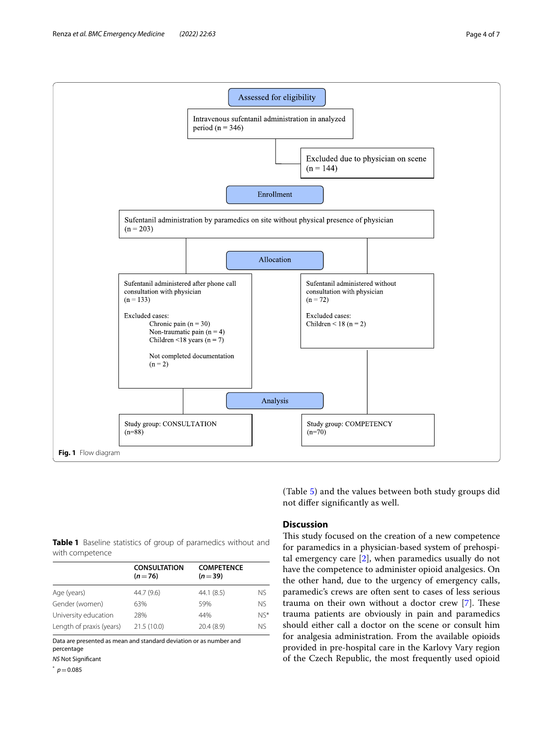Assessed for eligibility

Intravenous sufentanil administration in analyzed period (n = 346)

Excluded due to physician on scene (n = 144)

Enrollment

Sufentanil administration by paramedics on site without physical presence of physician (n = 203)

Allocation

Sufentanil administered after phone call consultation with physician (n = 133)

Excluded cases:
Chronic pain (n = 30)
Non-traumatic pain (n = 4)
Children <18 years (n = 7)

Not completed documentation (n = 2)

Sufentanil administered without consultation with physician (n = 72)

Excluded cases:
Children < 18 (n = 2)

Analysis

Study group: CONSULTATION (n=88)

Study group: COMPETENCY (n=70)

**Fig. 1** Flow diagram

**Table 1** Baseline statistics of group of paramedics without and with competence

| | CONSULTATION ($n = 76$) | COMPETENCE ($n = 39$) | |
|---|---|---|---|
| Age (years) | 44.7 (9.6) | 44.1 (8.5) | NS |
| Gender (women) | 63% | 59% | NS |
| University education | 28% | 44% | NS* |
| Length of praxis (years) | 21.5 (10.0) | 20.4 (8.9) | NS |

Data are presented as mean and standard deviation or as number and percentage

*NS* Not Significant

* $p = 0.085$

(Table 5) and the values between both study groups did not differ significantly as well.

## Discussion

This study focused on the creation of a new competence for paramedics in a physician-based system of prehospital emergency care [2], when paramedics usually do not have the competence to administer opioid analgesics. On the other hand, due to the urgency of emergency calls, paramedic's crews are often sent to cases of less serious trauma on their own without a doctor crew [7]. These trauma patients are obviously in pain and paramedics should either call a doctor on the scene or consult him for analgesia administration. From the available opioids provided in pre-hospital care in the Karlovy Vary region of the Czech Republic, the most frequently used opioid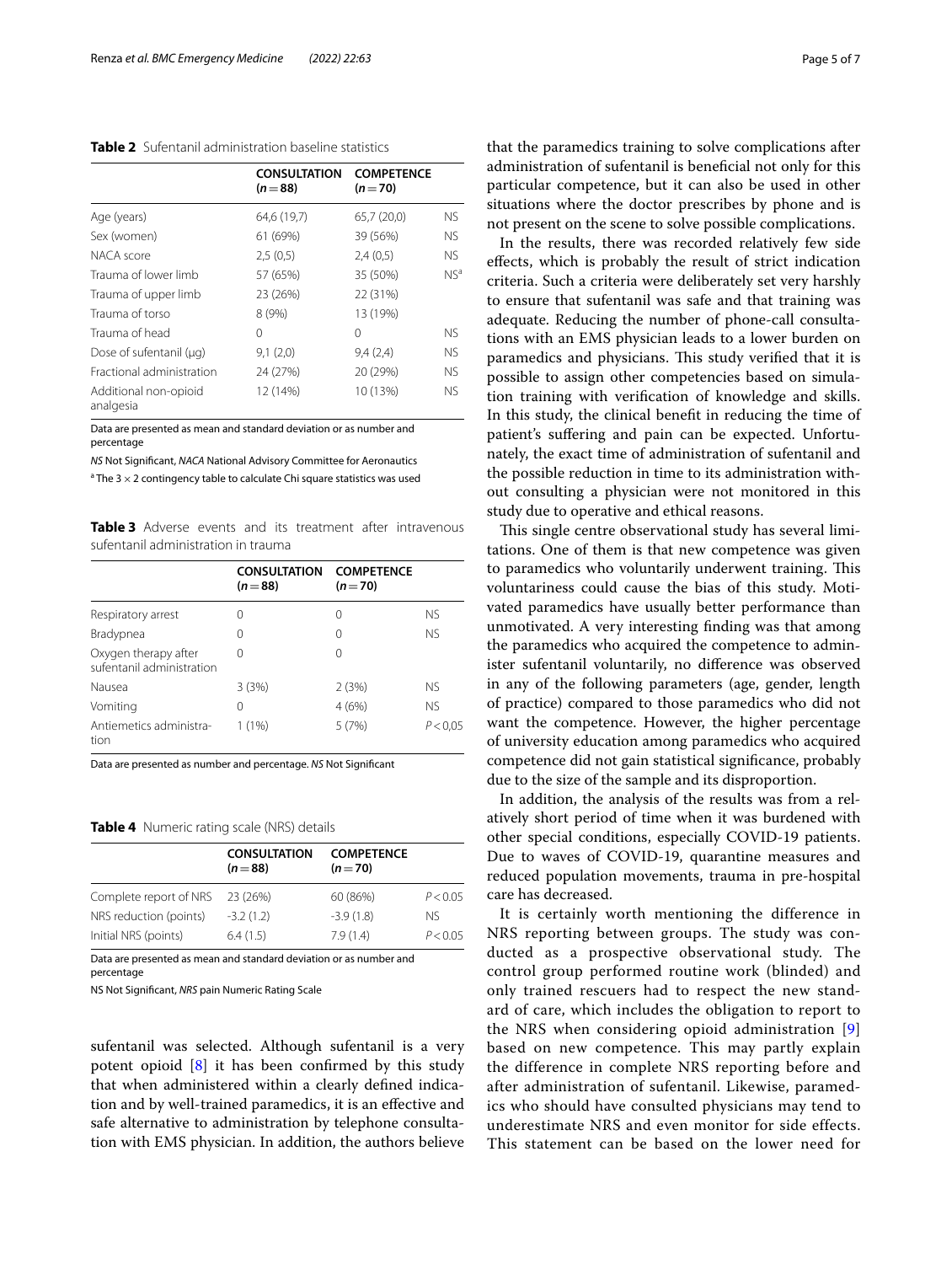**Table 2** Sufentanil administration baseline statistics

| | CONSULTATION (n = 88) | COMPETENCE (n = 70) | |
|---|---|---|---|
| Age (years) | 64,6 (19,7) | 65,7 (20,0) | NS |
| Sex (women) | 61 (69%) | 39 (56%) | NS |
| NACA score | 2,5 (0,5) | 2,4 (0,5) | NS |
| Trauma of lower limb | 57 (65%) | 35 (50%) | NS[a] |
| Trauma of upper limb | 23 (26%) | 22 (31%) | |
| Trauma of torso | 8 (9%) | 13 (19%) | |
| Trauma of head | 0 | 0 | NS |
| Dose of sufentanil (μg) | 9,1 (2,0) | 9,4 (2,4) | NS |
| Fractional administration | 24 (27%) | 20 (29%) | NS |
| Additional non-opioid analgesia | 12 (14%) | 10 (13%) | NS |

Data are presented as mean and standard deviation or as number and percentage

*NS* Not Significant, *NACA* National Advisory Committee for Aeronautics

[a] The 3 × 2 contingency table to calculate Chi square statistics was used

**Table 3** Adverse events and its treatment after intravenous sufentanil administration in trauma

| | CONSULTATION (n = 88) | COMPETENCE (n = 70) | |
|---|---|---|---|
| Respiratory arrest | 0 | 0 | NS |
| Bradypnea | 0 | 0 | NS |
| Oxygen therapy after sufentanil administration | 0 | 0 | |
| Nausea | 3 (3%) | 2 (3%) | NS |
| Vomiting | 0 | 4 (6%) | NS |
| Antiemetics administration | 1 (1%) | 5 (7%) | $P < 0,05$ |

Data are presented as number and percentage. *NS* Not Significant

**Table 4** Numeric rating scale (NRS) details

| | CONSULTATION (n = 88) | COMPETENCE (n = 70) | |
|---|---|---|---|
| Complete report of NRS | 23 (26%) | 60 (86%) | $P < 0.05$ |
| NRS reduction (points) | -3.2 (1.2) | -3.9 (1.8) | NS |
| Initial NRS (points) | 6.4 (1.5) | 7.9 (1.4) | $P < 0.05$ |

Data are presented as mean and standard deviation or as number and percentage

NS Not Significant, *NRS* pain Numeric Rating Scale

sufentanil was selected. Although sufentanil is a very potent opioid [8] it has been confirmed by this study that when administered within a clearly defined indication and by well-trained paramedics, it is an effective and safe alternative to administration by telephone consultation with EMS physician. In addition, the authors believe that the paramedics training to solve complications after administration of sufentanil is beneficial not only for this particular competence, but it can also be used in other situations where the doctor prescribes by phone and is not present on the scene to solve possible complications.

In the results, there was recorded relatively few side effects, which is probably the result of strict indication criteria. Such a criteria were deliberately set very harshly to ensure that sufentanil was safe and that training was adequate. Reducing the number of phone-call consultations with an EMS physician leads to a lower burden on paramedics and physicians. This study verified that it is possible to assign other competencies based on simulation training with verification of knowledge and skills. In this study, the clinical benefit in reducing the time of patient's suffering and pain can be expected. Unfortunately, the exact time of administration of sufentanil and the possible reduction in time to its administration without consulting a physician were not monitored in this study due to operative and ethical reasons.

This single centre observational study has several limitations. One of them is that new competence was given to paramedics who voluntarily underwent training. This voluntariness could cause the bias of this study. Motivated paramedics have usually better performance than unmotivated. A very interesting finding was that among the paramedics who acquired the competence to administer sufentanil voluntarily, no difference was observed in any of the following parameters (age, gender, length of practice) compared to those paramedics who did not want the competence. However, the higher percentage of university education among paramedics who acquired competence did not gain statistical significance, probably due to the size of the sample and its disproportion.

In addition, the analysis of the results was from a relatively short period of time when it was burdened with other special conditions, especially COVID-19 patients. Due to waves of COVID-19, quarantine measures and reduced population movements, trauma in pre-hospital care has decreased.

It is certainly worth mentioning the difference in NRS reporting between groups. The study was conducted as a prospective observational study. The control group performed routine work (blinded) and only trained rescuers had to respect the new standard of care, which includes the obligation to report to the NRS when considering opioid administration [9] based on new competence. This may partly explain the difference in complete NRS reporting before and after administration of sufentanil. Likewise, paramedics who should have consulted physicians may tend to underestimate NRS and even monitor for side effects. This statement can be based on the lower need for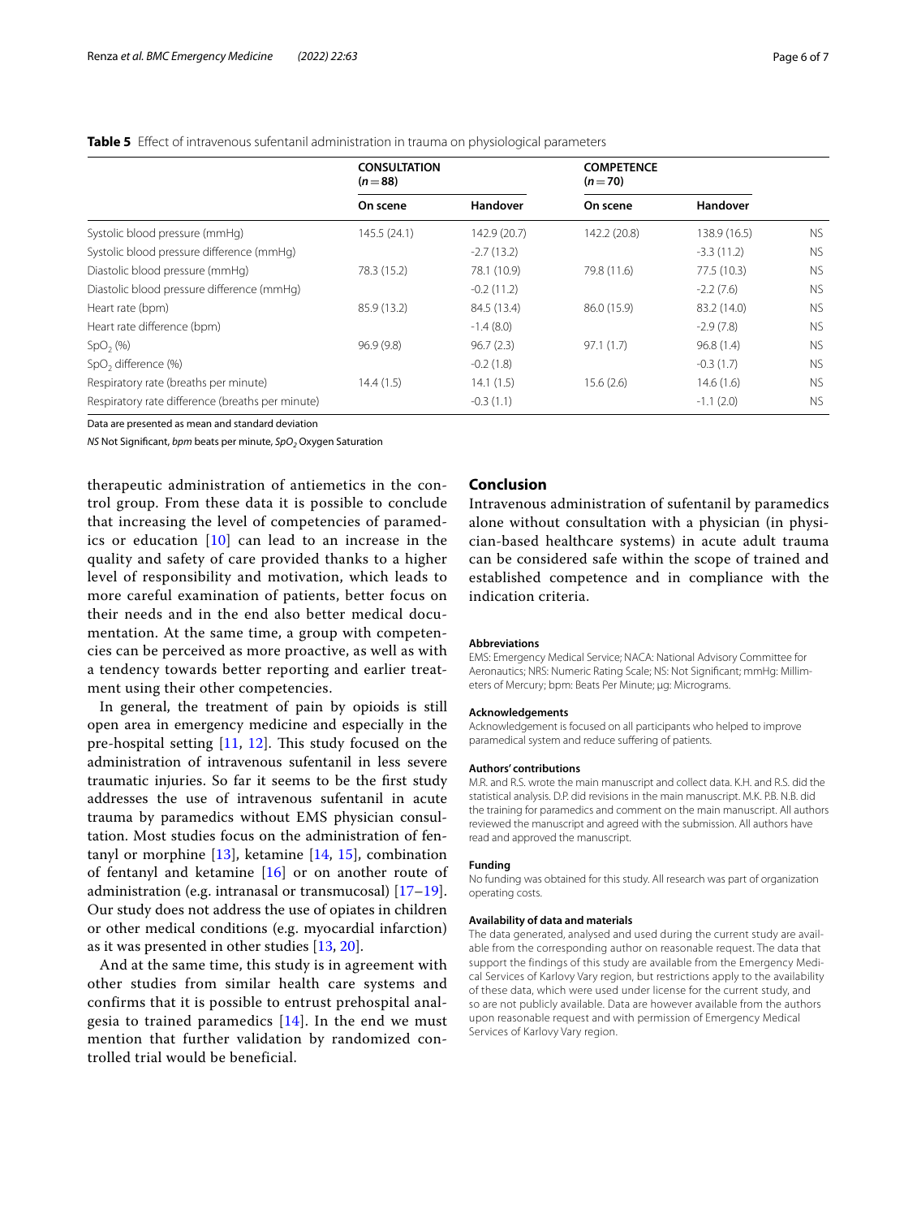**Table 5** Effect of intravenous sufentanil administration in trauma on physiological parameters

| | CONSULTATION ($n = 88$) | | COMPETENCE ($n = 70$) | | |
|---|---|---|---|---|---|
| | On scene | Handover | On scene | Handover | |
| Systolic blood pressure (mmHg) | 145.5 (24.1) | 142.9 (20.7) | 142.2 (20.8) | 138.9 (16.5) | NS |
| Systolic blood pressure difference (mmHg) | | -2.7 (13.2) | | -3.3 (11.2) | NS |
| Diastolic blood pressure (mmHg) | 78.3 (15.2) | 78.1 (10.9) | 79.8 (11.6) | 77.5 (10.3) | NS |
| Diastolic blood pressure difference (mmHg) | | -0.2 (11.2) | | -2.2 (7.6) | NS |
| Heart rate (bpm) | 85.9 (13.2) | 84.5 (13.4) | 86.0 (15.9) | 83.2 (14.0) | NS |
| Heart rate difference (bpm) | | -1.4 (8.0) | | -2.9 (7.8) | NS |
| $SpO_2$ (%) | 96.9 (9.8) | 96.7 (2.3) | 97.1 (1.7) | 96.8 (1.4) | NS |
| $SpO_2$ difference (%) | | -0.2 (1.8) | | -0.3 (1.7) | NS |
| Respiratory rate (breaths per minute) | 14.4 (1.5) | 14.1 (1.5) | 15.6 (2.6) | 14.6 (1.6) | NS |
| Respiratory rate difference (breaths per minute) | | -0.3 (1.1) | | -1.1 (2.0) | NS |

Data are presented as mean and standard deviation

*NS* Not Significant, *bpm* beats per minute, *$SpO_2$* Oxygen Saturation

therapeutic administration of antiemetics in the control group. From these data it is possible to conclude that increasing the level of competencies of paramedics or education [10] can lead to an increase in the quality and safety of care provided thanks to a higher level of responsibility and motivation, which leads to more careful examination of patients, better focus on their needs and in the end also better medical documentation. At the same time, a group with competencies can be perceived as more proactive, as well as with a tendency towards better reporting and earlier treatment using their other competencies.

In general, the treatment of pain by opioids is still open area in emergency medicine and especially in the pre-hospital setting [11, 12]. This study focused on the administration of intravenous sufentanil in less severe traumatic injuries. So far it seems to be the first study addresses the use of intravenous sufentanil in acute trauma by paramedics without EMS physician consultation. Most studies focus on the administration of fentanyl or morphine [13], ketamine [14, 15], combination of fentanyl and ketamine [16] or on another route of administration (e.g. intranasal or transmucosal) [17–19]. Our study does not address the use of opiates in children or other medical conditions (e.g. myocardial infarction) as it was presented in other studies [13, 20].

And at the same time, this study is in agreement with other studies from similar health care systems and confirms that it is possible to entrust prehospital analgesia to trained paramedics [14]. In the end we must mention that further validation by randomized controlled trial would be beneficial.

## Conclusion

Intravenous administration of sufentanil by paramedics alone without consultation with a physician (in physician-based healthcare systems) in acute adult trauma can be considered safe within the scope of trained and established competence and in compliance with the indication criteria.

### Abbreviations

EMS: Emergency Medical Service; NACA: National Advisory Committee for Aeronautics; NRS: Numeric Rating Scale; NS: Not Significant; mmHg: Millimeters of Mercury; bpm: Beats Per Minute; μg: Micrograms.

### Acknowledgements

Acknowledgement is focused on all participants who helped to improve paramedical system and reduce suffering of patients.

### Authors' contributions

M.R. and R.S. wrote the main manuscript and collect data. K.H. and R.S. did the statistical analysis. D.P. did revisions in the main manuscript. M.K. P.B. N.B. did the training for paramedics and comment on the main manuscript. All authors reviewed the manuscript and agreed with the submission. All authors have read and approved the manuscript.

### Funding

No funding was obtained for this study. All research was part of organization operating costs.

### Availability of data and materials

The data generated, analysed and used during the current study are available from the corresponding author on reasonable request. The data that support the findings of this study are available from the Emergency Medical Services of Karlovy Vary region, but restrictions apply to the availability of these data, which were used under license for the current study, and so are not publicly available. Data are however available from the authors upon reasonable request and with permission of Emergency Medical Services of Karlovy Vary region.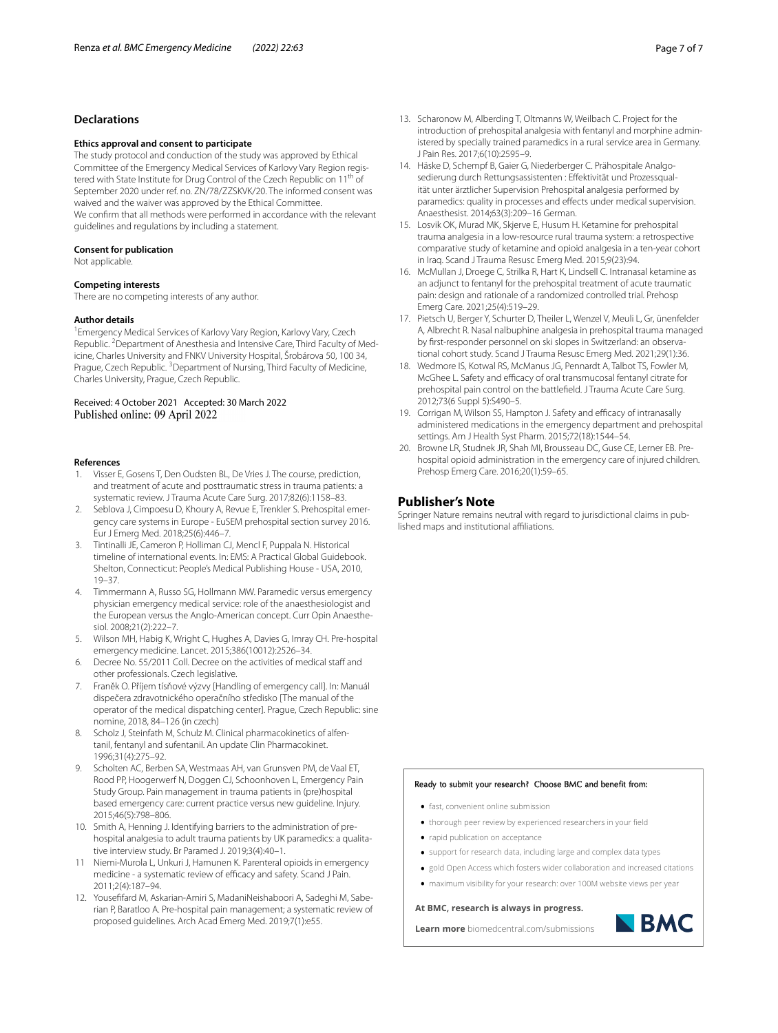## Declarations

### Ethics approval and consent to participate

The study protocol and conduction of the study was approved by Ethical Committee of the Emergency Medical Services of Karlovy Vary Region registered with State Institute for Drug Control of the Czech Republic on 11th of September 2020 under ref. no. ZN/78/ZZSKVK/20. The informed consent was waived and the waiver was approved by the Ethical Committee.
We confirm that all methods were performed in accordance with the relevant guidelines and regulations by including a statement.

### Consent for publication

Not applicable.

### Competing interests

There are no competing interests of any author.

### Author details

[1]Emergency Medical Services of Karlovy Vary Region, Karlovy Vary, Czech Republic. [2]Department of Anesthesia and Intensive Care, Third Faculty of Medicine, Charles University and FNKV University Hospital, Šrobárova 50, 100 34, Prague, Czech Republic. [3]Department of Nursing, Third Faculty of Medicine, Charles University, Prague, Czech Republic.

Received: 4 October 2021 Accepted: 30 March 2022
Published online: 09 April 2022

### References

1. Visser E, Gosens T, Den Oudsten BL, De Vries J. The course, prediction, and treatment of acute and posttraumatic stress in trauma patients: a systematic review. J Trauma Acute Care Surg. 2017;82(6):1158–83.
2. Seblova J, Cimpoesu D, Khoury A, Revue E, Trenkler S. Prehospital emergency care systems in Europe - EuSEM prehospital section survey 2016. Eur J Emerg Med. 2018;25(6):446–7.
3. Tintinalli JE, Cameron P, Holliman CJ, Mencl F, Puppala N. Historical timeline of international events. In: EMS: A Practical Global Guidebook. Shelton, Connecticut: People's Medical Publishing House - USA, 2010, 19–37.
4. Timmermann A, Russo SG, Hollmann MW. Paramedic versus emergency physician emergency medical service: role of the anaesthesiologist and the European versus the Anglo-American concept. Curr Opin Anaesthesiol. 2008;21(2):222–7.
5. Wilson MH, Habig K, Wright C, Hughes A, Davies G, Imray CH. Pre-hospital emergency medicine. Lancet. 2015;386(10012):2526–34.
6. Decree No. 55/2011 Coll. Decree on the activities of medical staff and other professionals. Czech legislative.
7. Franěk O. Příjem tísňové výzvy [Handling of emergency call]. In: Manuál dispečera zdravotnického operačního středisko [The manual of the operator of the medical dispatching center]. Prague, Czech Republic: sine nomine, 2018, 84–126 (in czech)
8. Scholz J, Steinfath M, Schulz M. Clinical pharmacokinetics of alfentanil, fentanyl and sufentanil. An update Clin Pharmacokinet. 1996;31(4):275–92.
9. Scholten AC, Berben SA, Westmaas AH, van Grunsven PM, de Vaal ET, Rood PP, Hoogerwerf N, Doggen CJ, Schoonhoven L, Emergency Pain Study Group. Pain management in trauma patients in (pre)hospital based emergency care: current practice versus new guideline. Injury. 2015;46(5):798–806.
10. Smith A, Henning J. Identifying barriers to the administration of prehospital analgesia to adult trauma patients by UK paramedics: a qualitative interview study. Br Paramed J. 2019;3(4):40–1.
11. Niemi-Murola L, Unkuri J, Hamunen K. Parenteral opioids in emergency medicine - a systematic review of efficacy and safety. Scand J Pain. 2011;2(4):187–94.
12. Yousefifard M, Askarian-Amiri S, MadaniNeishaboori A, Sadeghi M, Saberian P, Baratloo A. Pre-hospital pain management; a systematic review of proposed guidelines. Arch Acad Emerg Med. 2019;7(1):e55.
13. Scharonow M, Alberding T, Oltmanns W, Weilbach C. Project for the introduction of prehospital analgesia with fentanyl and morphine administered by specially trained paramedics in a rural service area in Germany. J Pain Res. 2017;6(10):2595–9.
14. Häske D, Schempf B, Gaier G, Niederberger C. Prähospitale Analgosedierung durch Rettungsassistenten : Effektivität und Prozessqualität unter ärztlicher Supervision Prehospital analgesia performed by paramedics: quality in processes and effects under medical supervision. Anaesthesist. 2014;63(3):209–16 German.
15. Losvik OK, Murad MK, Skjerve E, Husum H. Ketamine for prehospital trauma analgesia in a low-resource rural trauma system: a retrospective comparative study of ketamine and opioid analgesia in a ten-year cohort in Iraq. Scand J Trauma Resusc Emerg Med. 2015;9(23):94.
16. McMullan J, Droege C, Strilka R, Hart K, Lindsell C. Intranasal ketamine as an adjunct to fentanyl for the prehospital treatment of acute traumatic pain: design and rationale of a randomized controlled trial. Prehosp Emerg Care. 2021;25(4):519–29.
17. Pietsch U, Berger Y, Schurter D, Theiler L, Wenzel V, Meuli L, Gr, ünenfelder A, Albrecht R. Nasal nalbuphine analgesia in prehospital trauma managed by first-responder personnel on ski slopes in Switzerland: an observational cohort study. Scand J Trauma Resusc Emerg Med. 2021;29(1):36.
18. Wedmore IS, Kotwal RS, McManus JG, Pennardt A, Talbot TS, Fowler M, McGhee L. Safety and efficacy of oral transmucosal fentanyl citrate for prehospital pain control on the battlefield. J Trauma Acute Care Surg. 2012;73(6 Suppl 5):S490–5.
19. Corrigan M, Wilson SS, Hampton J. Safety and efficacy of intranasally administered medications in the emergency department and prehospital settings. Am J Health Syst Pharm. 2015;72(18):1544–54.
20. Browne LR, Studnek JR, Shah MI, Brousseau DC, Guse CE, Lerner EB. Prehospital opioid administration in the emergency care of injured children. Prehosp Emerg Care. 2016;20(1):59–65.

## Publisher's Note

Springer Nature remains neutral with regard to jurisdictional claims in published maps and institutional affiliations.

Ready to submit your research? Choose BMC and benefit from:

- fast, convenient online submission
- thorough peer review by experienced researchers in your field
- rapid publication on acceptance
- support for research data, including large and complex data types
- gold Open Access which fosters wider collaboration and increased citations
- maximum visibility for your research: over 100M website views per year

**At BMC, research is always in progress.**

**Learn more** biomedcentral.com/submissions